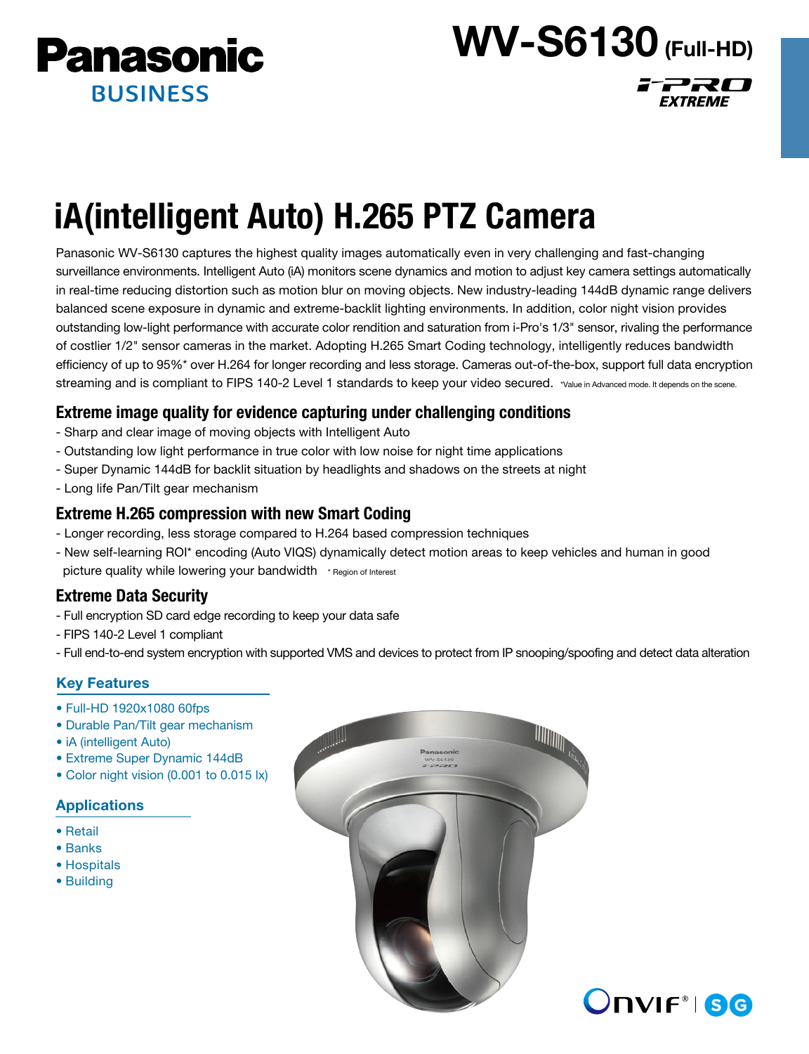Panasonic BUSINESS

# WV-S6130 (Full-HD)

i-PRO EXTREME

# iA(intelligent Auto) H.265 PTZ Camera

Panasonic WV-S6130 captures the highest quality images automatically even in very challenging and fast-changing surveillance environments. Intelligent Auto (iA) monitors scene dynamics and motion to adjust key camera settings automatically in real-time reducing distortion such as motion blur on moving objects. New industry-leading 144dB dynamic range delivers balanced scene exposure in dynamic and extreme-backlit lighting environments. In addition, color night vision provides outstanding low-light performance with accurate color rendition and saturation from i-Pro's 1/3" sensor, rivaling the performance of costlier 1/2" sensor cameras in the market. Adopting H.265 Smart Coding technology, intelligently reduces bandwidth efficiency of up to 95%* over H.264 for longer recording and less storage. Cameras out-of-the-box, support full data encryption streaming and is compliant to FIPS 140-2 Level 1 standards to keep your video secured. *Value in Advanced mode. It depends on the scene.

## Extreme image quality for evidence capturing under challenging conditions

- Sharp and clear image of moving objects with Intelligent Auto
- Outstanding low light performance in true color with low noise for night time applications
- Super Dynamic 144dB for backlit situation by headlights and shadows on the streets at night
- Long life Pan/Tilt gear mechanism

## Extreme H.265 compression with new Smart Coding

- Longer recording, less storage compared to H.264 based compression techniques
- New self-learning ROI* encoding (Auto VIQS) dynamically detect motion areas to keep vehicles and human in good picture quality while lowering your bandwidth * Region of Interest

## Extreme Data Security

- Full encryption SD card edge recording to keep your data safe
- FIPS 140-2 Level 1 compliant
- Full end-to-end system encryption with supported VMS and devices to protect from IP snooping/spoofing and detect data alteration

### Key Features

- Full-HD 1920x1080 60fps
- Durable Pan/Tilt gear mechanism
- iA (intelligent Auto)
- Extreme Super Dynamic 144dB
- Color night vision (0.001 to 0.015 lx)

### Applications

- Retail
- Banks
- Hospitals
- Building

ONVIF® | S G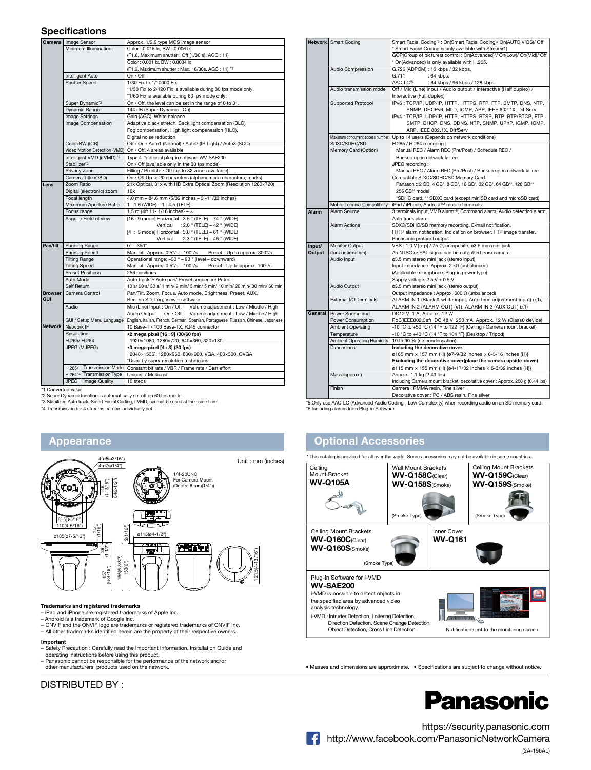## Specifications

| | | |
|---|---|---|
| Camera | Image Sensor | Approx. 1/2.9 type MOS image sensor |
| | Minimum Illumination | Color : 0.015 lx, BW : 0.006 lx (F1.6, Maximum shutter : Off (1/30 s), AGC : 11) Color : 0.001 lx, BW : 0.0004 lx (F1.6, Maximum shutter : Max. 16/30s, AGC : 11) *1 |
| | Intelligent Auto | On / Off |
| | Shutter Speed | 1/30 Fix to 1/10000 Fix *1/30 Fix to 2/120 Fix is available during 30 fps mode only. *1/60 Fix is available during 60 fps mode only. |
| | Super Dynamic*2 | On / Off, the level can be set in the range of 0 to 31. |
| | Dynamic Range | 144 dB (Super Dynamic : On) |
| | Image Settings | Gain (AGC), White balance |
| | Image Compensation | Adaptive black stretch, Back light compensation (BLC), Fog compensation, High light compensation (HLC), Digital noise reduction |
| | Color/BW (ICR) | Off / On / Auto1 (Normal) / Auto2 (IR Light) / Auto3 (SCC) |
| | Video Motion Detection (VMD) | On / Off, 4 areas available |
| | Intelligent VMD (i-VMD) *3 | Type 4 *optional plug-in software WV-SAE200 |
| | Stabilizer*3 | On / Off (available only in the 30 fps mode) |
| | Privacy Zone | Filling / Pixelate / Off (up to 32 zones available) |
| | Camera Title (OSD) | On / Off Up to 20 characters (alphanumeric characters, marks) |
| Lens | Zoom Ratio | 21x Optical, 31x with HD Extra Optical Zoom (Resolution 1280×720) |
| | Digital (electronic) zoom | 16x |
| | Focal length | 4.0 mm – 84.6 mm {5/32 inches – 3 -11/32 inches} |
| | Maximum Aperture Ratio | 1 : 1.6 (WIDE) – 1 : 4.5 (TELE) |
| | Focus range | 1.5 m {4ft 11- 1/16 inches} – ∞ |
| | Angular Field of view | [16 : 9 mode] Horizontal : 3.5 ° (TELE) – 74 ° (WIDE) Vertical : 2.0 ° (TELE) – 42 ° (WIDE) [4 : 3 mode] Horizontal : 3.0 ° (TELE) – 61 ° (WIDE) Vertical : 2.3 ° (TELE) – 46 ° (WIDE) |
| Pan/tilt | Panning Range | 0° – 350° |
| | Panning Speed | Manual : Approx. 0.5°/s – 100°/s Preset : Up to approx. 300°/s |
| | Tilting Range | Operational range: –30 ° – 90 ° (level – downward) |
| | Tilting Speed | Manual : Approx. 0.5°/s – 100°/s Preset : Up to approx. 100°/s |
| | Preset Positions | 256 positions |
| | Auto Mode | Auto track*3/ Auto pan/ Preset sequence/ Patrol |
| | Self Return | 10 s/ 20 s/ 30 s/ 1 min/ 2 min/ 3 min/ 5 min/ 10 min/ 20 min/ 30 min/ 60 min |
| Browser GUI | Camera Control | Pan/Tilt, Zoom, Focus, Auto mode, Brightness, Preset, AUX, Rec. on SD, Log, Viewer software |
| | Audio | Mic (Line) Input : On / Off Volume adjustment : Low / Middle / High Audio Output : On / Off Volume adjustment : Low / Middle / High |
| | GUI / Setup Menu Language | English, Italian, French, German, Spanish, Portuguese, Russian, Chinese, Japanese |
| Network | Network IF | 10 Base-T / 100 Base-TX, RJ45 connector |
| | Resolution H.265/ H.264 JPEG (MJPEG) | **•2 mega pixel [16 : 9] (30/60 fps)** 1920×1080, 1280×720, 640×360, 320×180 **•3 mega pixel [4 : 3] (30 fps)** 2048×1536*, 1280×960, 800×600, VGA, 400×300, QVGA *Used by super resolution techniques |
| | H.265/ H.264*4 Transmission Mode | Constant bit rate / VBR / Frame rate / Best effort |
| | H.265/ H.264*4 Transmission Type | Unicast / Multicast |
| | JPEG Image Quality | 10 steps |
| | Smart Coding | Smart Facial Coding*3 : On(Smart Facial Coding)/ On(AUTO VIQS)/ Off * Smart Facial Coding is only available with Stream(1). GOP(Group of pictures) control : On(Advanced)*/ On(Low)/ On(Mid)/ Off * On(Advanced) is only available with H.265. |
| | Audio Compression | G.726 (ADPCM) : 16 kbps / 32 kbps, G.711 : 64 kbps, AAC-LC*5 : 64 kbps / 96 kbps / 128 kbps |
| | Audio transmission mode | Off / Mic (Line) input / Audio output / Interactive (Half duplex) / Interactive (Full duplex) |
| | Supported Protocol | IPv6 : TCP/IP, UDP/IP, HTTP, HTTPS, RTP, FTP, SMTP, DNS, NTP, SNMP, DHCPv6, MLD, ICMP, ARP, IEEE 802.1X, DiffServ IPv4 : TCP/IP, UDP/IP, HTTP, HTTPS, RTSP, RTP, RTP/RTCP, FTP, SMTP, DHCP, DNS, DDNS, NTP, SNMP, UPnP, IGMP, ICMP, ARP, IEEE 802.1X, DiffServ |
| | Maximum concurrent access number | Up to 14 users (Depends on network conditions) |
| | SDXC/SDHC/SD Memory Card (Option) | H.265 / H.264 recording : Manual REC / Alarm REC (Pre/Post) / Schedule REC / Backup upon network failure JPEG recording : Manual REC / Alarm REC (Pre/Post) / Backup upon network failure Compatible SDXC/SDHC/SD Memory Card : Panasonic 2 GB, 4 GB*, 8 GB*, 16 GB*, 32 GB*, 64 GB**, 128 GB** 256 GB** model *SDHC card, ** SDXC card (except miniSD card and microSD card) |
| | Mobile Terminal Compatibility | iPad / iPhone, Android™ mobile terminals |
| Alarm | Alarm Source | 3 terminals input, VMD alarm*6, Command alarm, Audio detection alarm, Auto track alarm |
| | Alarm Actions | SDXC/SDHC/SD memory recording, E-mail notification, HTTP alarm notification, Indication on browser, FTP image transfer, Panasonic protocol output |
| Input/ Output | Monitor Output (for confirmation) | VBS : 1.0 V [p-p] / 75 Ω, composite, ø3.5 mm mini jack An NTSC or PAL signal can be outputted from camera |
| | Audio Input | ø3.5 mm stereo mini jack (stereo input) Input impedance: Approx. 2 kΩ (unbalanced) (Applicable microphone: Plug-in power type) Supply voltage: 2.5 V ± 0.5 V |
| | Audio Output | ø3.5 mm stereo mini jack (stereo output) Output impedance : Approx. 600 Ω (unbalanced) |
| | External I/O Terminals | ALARM IN 1 (Black & white input, Auto time adjustment input) (x1), ALARM IN 2 (ALARM OUT) (x1), ALARM IN 3 (AUX OUT) (x1) |
| General | Power Source and Power Consumption | DC12 V 1 A, Approx. 12 W PoE(IEEE802.3af) DC 48 V 250 mA, Approx. 12 W (Class0 device) |
| | Ambient Operating Temperature | -10 °C to +50 °C {14 °F to 122 °F} (Ceiling / Camera mount bracket) -10 °C to +40 °C {14 °F to 104 °F} (Desktop / Tripod) |
| | Ambient Operating Humidity | 10 to 90 % (no condensation) |
| | Dimensions | **Including the decorative cover** ø185 mm × 157 mm (H) {ø7-9/32 inches × 6-3/16 inches (H)} **Excluding the decorative cover(place the camera upside-down)** ø115 mm × 155 mm (H) {ø4-17/32 inches × 6-3/32 inches (H)} |
| | Mass (approx.) | Approx. 1.1 kg {2.43 lbs} Including Camera mount bracket, decorative cover : Approx. 200 g {0.44 lbs} |
| | Finish | Camera : PMMA resin, Fine silver Decorative cover : PC / ABS resin, Fine silver |

*1 Converted value
*2 Super Dynamic function is automatically set off on 60 fps mode.
*3 Stabilizer, Auto track, Smart Facial Coding, i-VMD, can not be used at the same time.
*4 Transmission for 4 streams can be individually set.
*5 Only use AAC-LC (Advanced Audio Coding - Low Complexity) when recording audio on an SD memory card.
*6 Including alarms from Plug-in Software

## Appearance

Unit : mm (inches)

4-ø5(ø3/16")
4-ø7(ø1/4")
46 (1-13/16")
64(2-1/2")
83.5(3-5/16")
110(4-5/16")
1/4-20UNC
For Camera Mount
(Depth: 6 mm(1/4"))
ø185(ø7-5/16")
1.5 (1/16")
2(1/16")
ø115(ø4-1/2")
38 (1-1/2")
157 (6-3/16")
155(6-3/32)
153(6")
121.5(4-13/16")

**Trademarks and registered trademarks**
- iPad and iPhone are registered trademarks of Apple Inc.
- Android is a trademark of Google Inc.
- ONVIF and the ONVIF logo are trademarks or registered trademarks of ONVIF Inc.
- All other trademarks identified herein are the property of their respective owners.

**Important**
- Safety Precaution : Carefully read the Important Information, Installation Guide and operating instructions before using this product.
- Panasonic cannot be responsible for the performance of the network and/or other manufacturers' products used on the network.

## Optional Accessories

* This catalog is provided for all over the world. Some accessories may not be available in some countries.

Ceiling Mount Bracket **WV-Q105A**

Wall Mount Brackets **WV-Q158C**(Clear) **WV-Q158S**(Smoke) (Smoke Type)

Ceiling Mount Brackets **WV-Q159C**(Clear) **WV-Q159S**(Smoke) (Smoke Type)

Ceiling Mount Brackets **WV-Q160C**(Clear) **WV-Q160S**(Smoke) (Smoke Type)

Inner Cover **WV-Q161**

Plug-in Software for i-VMD
**WV-SAE200**
i-VMD is possible to detect objects in the specified area by advanced video analysis technology.
i-VMD : Intruder Detection, Loitering Detection, Direction Detection, Scene Change Detection, Object Detection, Cross Line Detection

Notification sent to the monitoring screen

• Masses and dimensions are approximate. • Specifications are subject to change without notice.

DISTRIBUTED BY :

Panasonic

https://security.panasonic.com
http://www.facebook.com/PanasonicNetworkCamera

(2A-196AL)